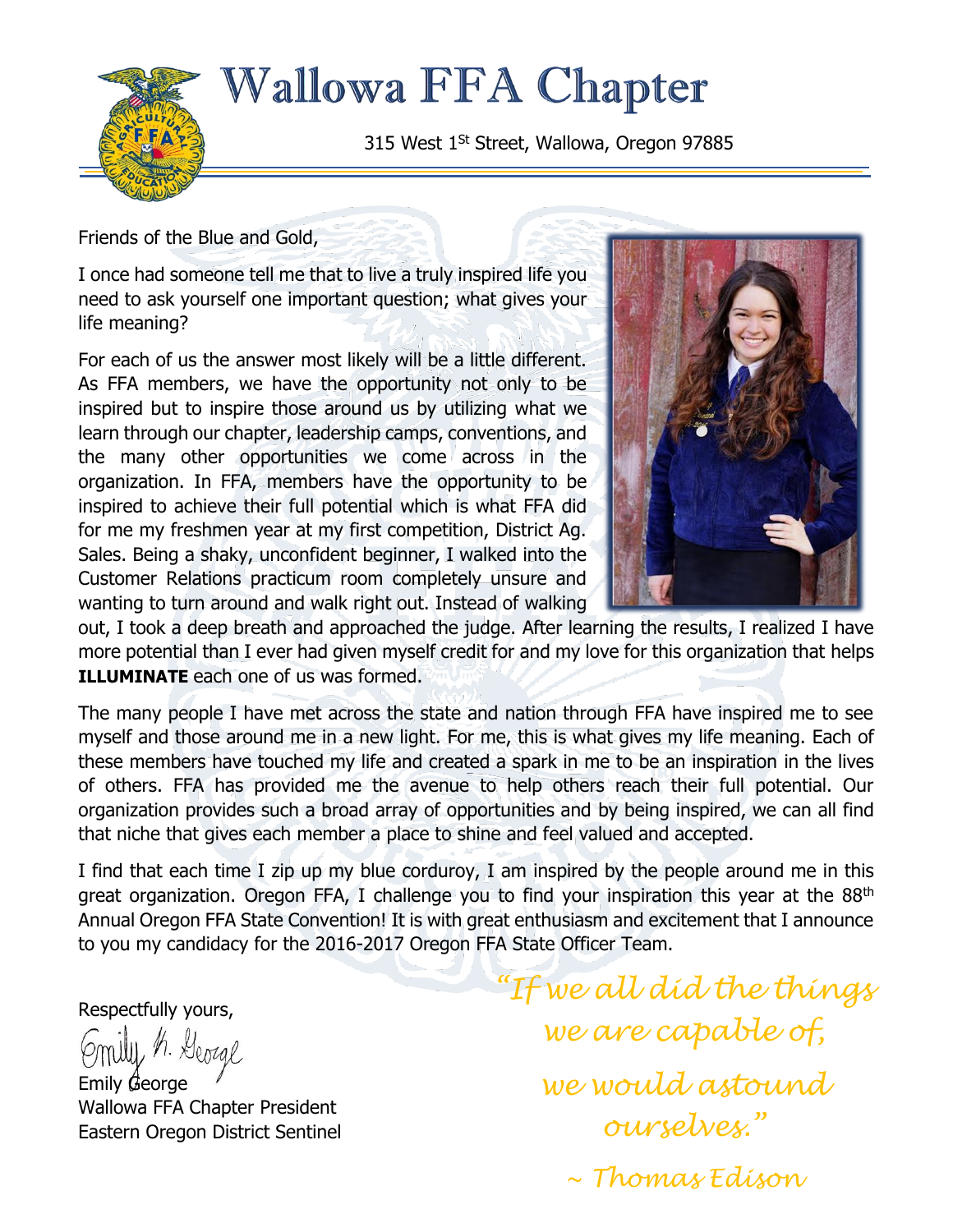# Wallowa FFA Chapter

315 West 1st Street, Wallowa, Oregon 97885

Friends of the Blue and Gold,

I once had someone tell me that to live a truly inspired life you need to ask yourself one important question; what gives your life meaning?

For each of us the answer most likely will be a little different. As FFA members, we have the opportunity not only to be inspired but to inspire those around us by utilizing what we learn through our chapter, leadership camps, conventions, and the many other opportunities we come across in the organization. In FFA, members have the opportunity to be inspired to achieve their full potential which is what FFA did for me my freshmen year at my first competition, District Ag. Sales. Being a shaky, unconfident beginner, I walked into the Customer Relations practicum room completely unsure and wanting to turn around and walk right out. Instead of walking out, I took a deep breath and approached the judge. After learning the results, I realized I have more potential than I ever had given myself credit for and my love for this organization that helps **ILLUMINATE** each one of us was formed.

The many people I have met across the state and nation through FFA have inspired me to see myself and those around me in a new light. For me, this is what gives my life meaning. Each of these members have touched my life and created a spark in me to be an inspiration in the lives of others. FFA has provided me the avenue to help others reach their full potential. Our organization provides such a broad array of opportunities and by being inspired, we can all find that niche that gives each member a place to shine and feel valued and accepted.

I find that each time I zip up my blue corduroy, I am inspired by the people around me in this great organization. Oregon FFA, I challenge you to find your inspiration this year at the 88th Annual Oregon FFA State Convention! It is with great enthusiasm and excitement that I announce to you my candidacy for the 2016-2017 Oregon FFA State Officer Team.

Respectfully yours,

Emily K. George

Emily George
Wallowa FFA Chapter President
Eastern Oregon District Sentinel

*"If we all did the things we are capable of, we would astound ourselves."*

*~ Thomas Edison*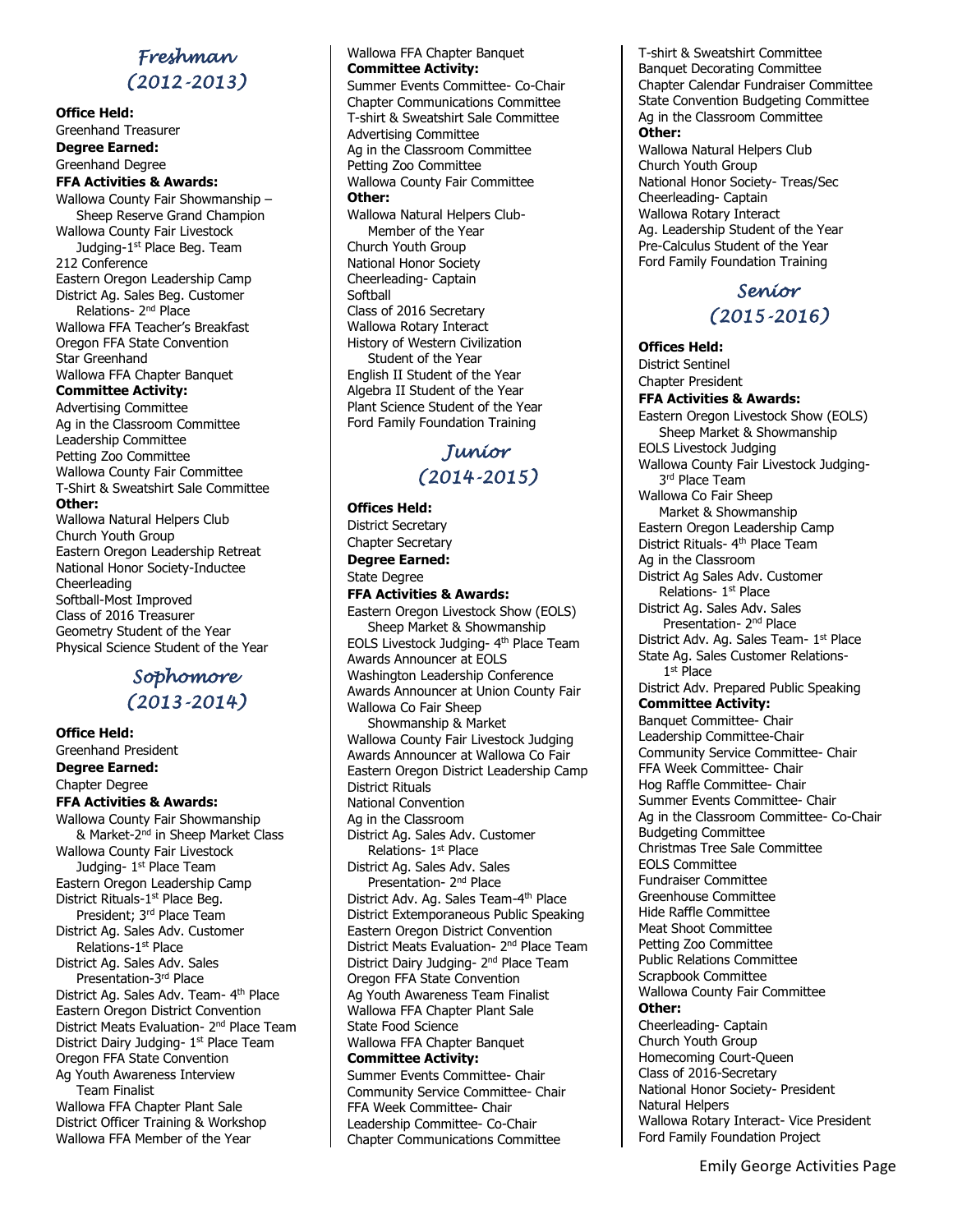## Freshman (2012-2013)

**Office Held:**
Greenhand Treasurer

**Degree Earned:**
Greenhand Degree

**FFA Activities & Awards:**
Wallowa County Fair Showmanship – Sheep Reserve Grand Champion
Wallowa County Fair Livestock Judging-1st Place Beg. Team
212 Conference
Eastern Oregon Leadership Camp
District Ag. Sales Beg. Customer Relations- 2nd Place
Wallowa FFA Teacher's Breakfast
Oregon FFA State Convention
Star Greenhand
Wallowa FFA Chapter Banquet

**Committee Activity:**
Advertising Committee
Ag in the Classroom Committee
Leadership Committee
Petting Zoo Committee
Wallowa County Fair Committee
T-Shirt & Sweatshirt Sale Committee

**Other:**
Wallowa Natural Helpers Club
Church Youth Group
Eastern Oregon Leadership Retreat
National Honor Society-Inductee
Cheerleading
Softball-Most Improved
Class of 2016 Treasurer
Geometry Student of the Year
Physical Science Student of the Year

## Sophomore (2013-2014)

**Office Held:**
Greenhand President

**Degree Earned:**
Chapter Degree

**FFA Activities & Awards:**
Wallowa County Fair Showmanship & Market-2nd in Sheep Market Class
Wallowa County Fair Livestock Judging- 1st Place Team
Eastern Oregon Leadership Camp
District Rituals-1st Place Beg. President; 3rd Place Team
District Ag. Sales Adv. Customer Relations-1st Place
District Ag. Sales Adv. Sales Presentation-3rd Place
District Ag. Sales Adv. Team- 4th Place
Eastern Oregon District Convention
District Meats Evaluation- 2nd Place Team
District Dairy Judging- 1st Place Team
Oregon FFA State Convention
Ag Youth Awareness Interview Team Finalist
Wallowa FFA Chapter Plant Sale
District Officer Training & Workshop
Wallowa FFA Member of the Year
Wallowa FFA Chapter Banquet

**Committee Activity:**
Summer Events Committee- Co-Chair
Chapter Communications Committee
T-shirt & Sweatshirt Sale Committee
Advertising Committee
Ag in the Classroom Committee
Petting Zoo Committee
Wallowa County Fair Committee

**Other:**
Wallowa Natural Helpers Club- Member of the Year
Church Youth Group
National Honor Society
Cheerleading- Captain
Softball
Class of 2016 Secretary
Wallowa Rotary Interact
History of Western Civilization Student of the Year
English II Student of the Year
Algebra II Student of the Year
Plant Science Student of the Year
Ford Family Foundation Training

## Junior (2014-2015)

**Offices Held:**
District Secretary
Chapter Secretary

**Degree Earned:**
State Degree

**FFA Activities & Awards:**
Eastern Oregon Livestock Show (EOLS) Sheep Market & Showmanship
EOLS Livestock Judging- 4th Place Team
Awards Announcer at EOLS
Washington Leadership Conference
Awards Announcer at Union County Fair
Wallowa Co Fair Sheep Showmanship & Market
Wallowa County Fair Livestock Judging
Awards Announcer at Wallowa Co Fair
Eastern Oregon District Leadership Camp
District Rituals
National Convention
Ag in the Classroom
District Ag. Sales Adv. Customer Relations- 1st Place
District Ag. Sales Adv. Sales Presentation- 2nd Place
District Adv. Ag. Sales Team-4th Place
District Extemporaneous Public Speaking
Eastern Oregon District Convention
District Meats Evaluation- 2nd Place Team
District Dairy Judging- 2nd Place Team
Oregon FFA State Convention
Ag Youth Awareness Team Finalist
Wallowa FFA Chapter Plant Sale
State Food Science
Wallowa FFA Chapter Banquet

**Committee Activity:**
Summer Events Committee- Chair
Community Service Committee- Chair
FFA Week Committee- Chair
Leadership Committee- Co-Chair
Chapter Communications Committee
T-shirt & Sweatshirt Committee
Banquet Decorating Committee
Chapter Calendar Fundraiser Committee
State Convention Budgeting Committee
Ag in the Classroom Committee

**Other:**
Wallowa Natural Helpers Club
Church Youth Group
National Honor Society- Treas/Sec
Cheerleading- Captain
Wallowa Rotary Interact
Ag. Leadership Student of the Year
Pre-Calculus Student of the Year
Ford Family Foundation Training

## Senior (2015-2016)

**Offices Held:**
District Sentinel
Chapter President

**FFA Activities & Awards:**
Eastern Oregon Livestock Show (EOLS) Sheep Market & Showmanship
EOLS Livestock Judging
Wallowa County Fair Livestock Judging- 3rd Place Team
Wallowa Co Fair Sheep Market & Showmanship
Eastern Oregon Leadership Camp
District Rituals- 4th Place Team
Ag in the Classroom
District Ag Sales Adv. Customer Relations- 1st Place
District Ag. Sales Adv. Sales Presentation- 2nd Place
District Adv. Ag. Sales Team- 1st Place
State Ag. Sales Customer Relations- 1st Place
District Adv. Prepared Public Speaking

**Committee Activity:**
Banquet Committee- Chair
Leadership Committee-Chair
Community Service Committee- Chair
FFA Week Committee- Chair
Hog Raffle Committee- Chair
Summer Events Committee- Chair
Ag in the Classroom Committee- Co-Chair
Budgeting Committee
Christmas Tree Sale Committee
EOLS Committee
Fundraiser Committee
Greenhouse Committee
Hide Raffle Committee
Meat Shoot Committee
Petting Zoo Committee
Public Relations Committee
Scrapbook Committee
Wallowa County Fair Committee

**Other:**
Cheerleading- Captain
Church Youth Group
Homecoming Court-Queen
Class of 2016-Secretary
National Honor Society- President
Natural Helpers
Wallowa Rotary Interact- Vice President
Ford Family Foundation Project

Emily George Activities Page